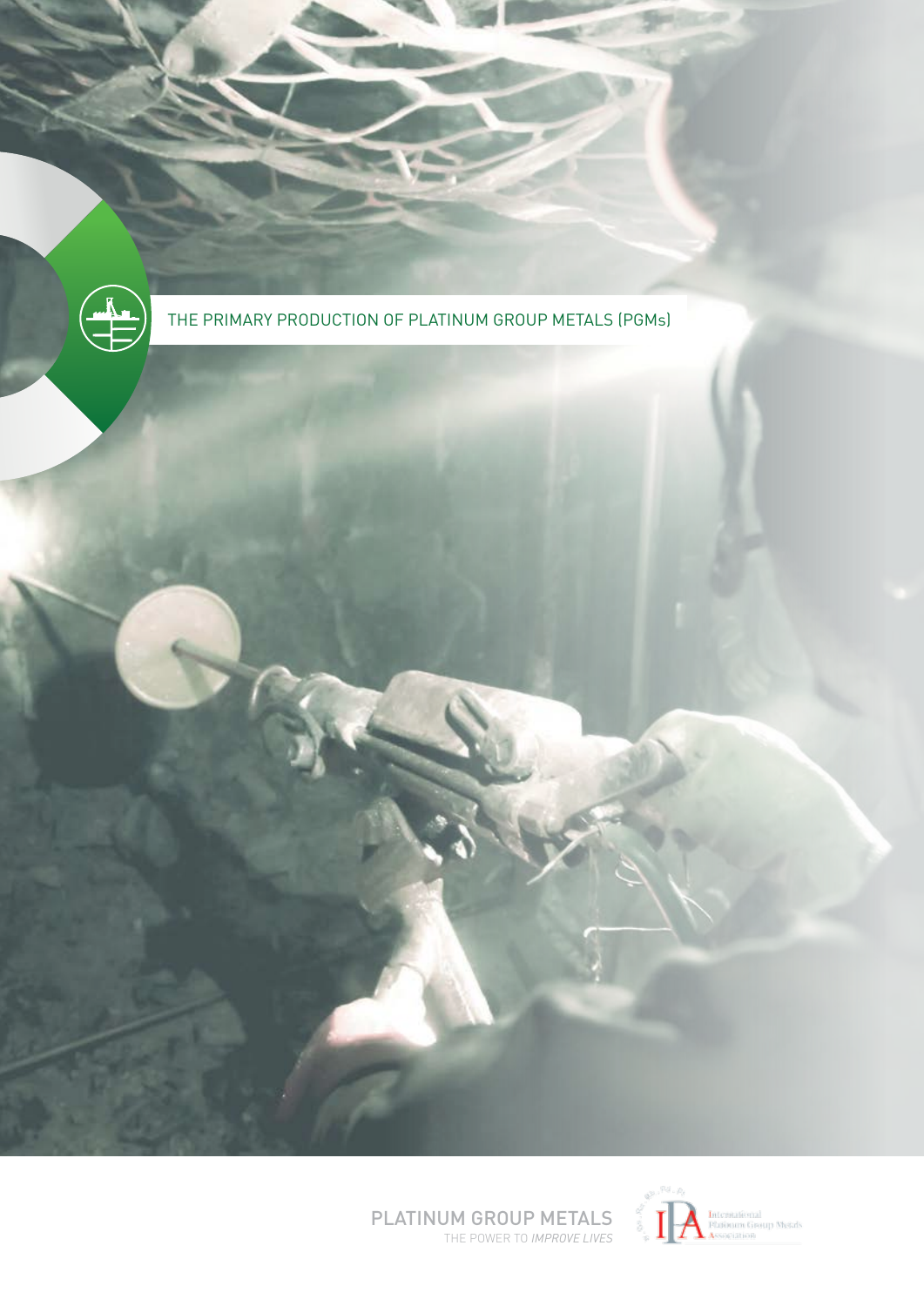# THE PRIMARY PRODUCTION OF PLATINUM GROUP METALS (PGMs)

PLATINUM GROUP METALS
THE POWER TO *IMPROVE LIVES*

International Platinum Group Metals Association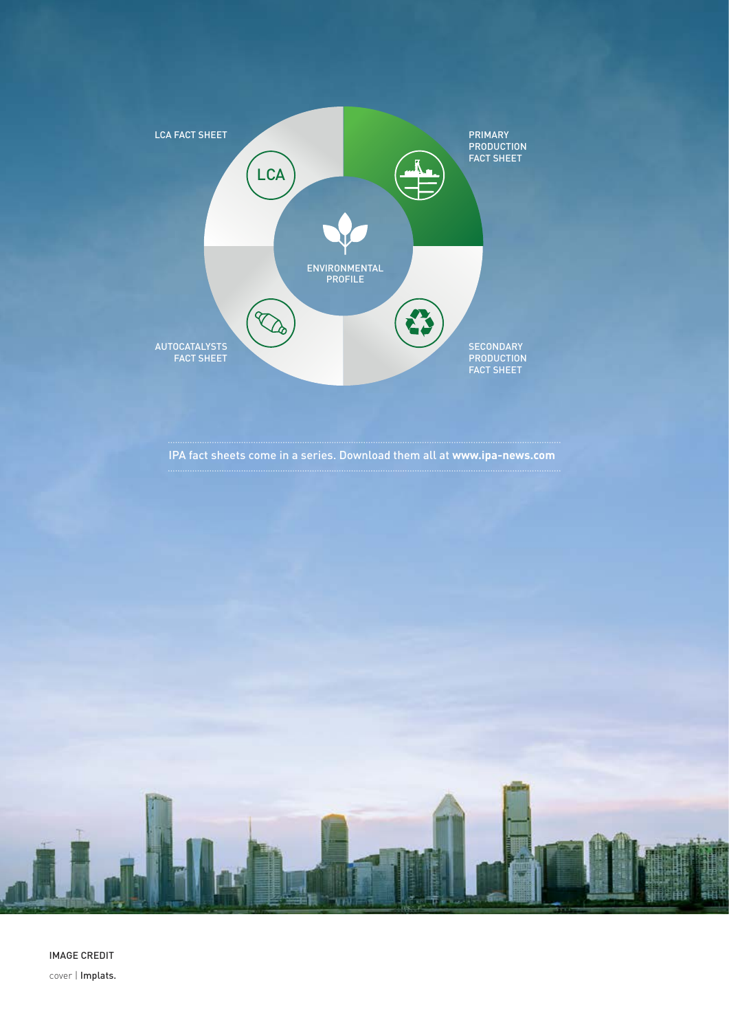LCA FACT SHEET

PRIMARY PRODUCTION FACT SHEET

ENVIRONMENTAL PROFILE

AUTOCATALYSTS FACT SHEET

SECONDARY PRODUCTION FACT SHEET

IPA fact sheets come in a series. Download them all at **www.ipa-news.com**

IMAGE CREDIT

cover | Implats.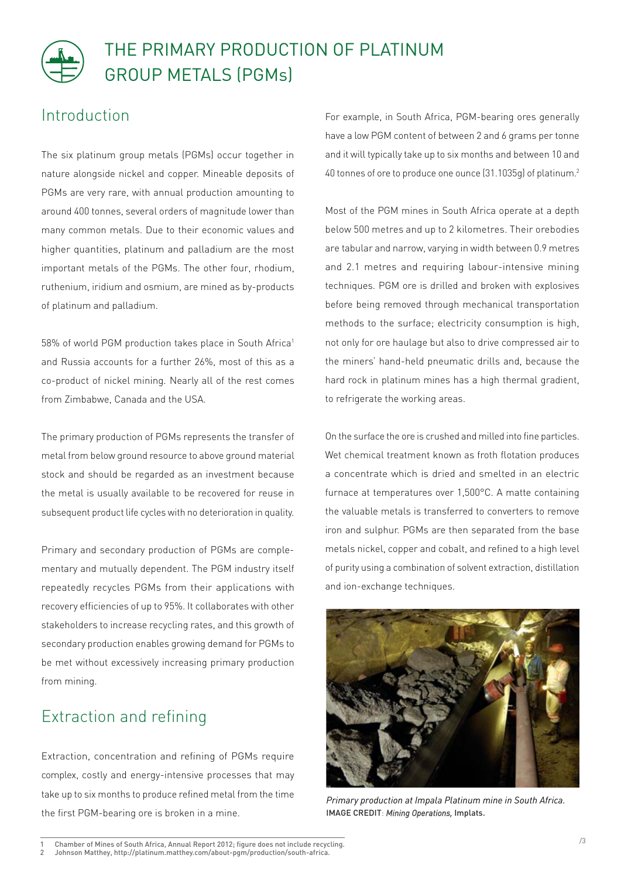# THE PRIMARY PRODUCTION OF PLATINUM GROUP METALS (PGMs)

## Introduction

The six platinum group metals (PGMs) occur together in nature alongside nickel and copper. Mineable deposits of PGMs are very rare, with annual production amounting to around 400 tonnes, several orders of magnitude lower than many common metals. Due to their economic values and higher quantities, platinum and palladium are the most important metals of the PGMs. The other four, rhodium, ruthenium, iridium and osmium, are mined as by-products of platinum and palladium.

58% of world PGM production takes place in South Africa[1] and Russia accounts for a further 26%, most of this as a co-product of nickel mining. Nearly all of the rest comes from Zimbabwe, Canada and the USA.

The primary production of PGMs represents the transfer of metal from below ground resource to above ground material stock and should be regarded as an investment because the metal is usually available to be recovered for reuse in subsequent product life cycles with no deterioration in quality.

Primary and secondary production of PGMs are complementary and mutually dependent. The PGM industry itself repeatedly recycles PGMs from their applications with recovery efficiencies of up to 95%. It collaborates with other stakeholders to increase recycling rates, and this growth of secondary production enables growing demand for PGMs to be met without excessively increasing primary production from mining.

## Extraction and refining

Extraction, concentration and refining of PGMs require complex, costly and energy-intensive processes that may take up to six months to produce refined metal from the time the first PGM-bearing ore is broken in a mine.

For example, in South Africa, PGM-bearing ores generally have a low PGM content of between 2 and 6 grams per tonne and it will typically take up to six months and between 10 and 40 tonnes of ore to produce one ounce (31.1035g) of platinum.[2]

Most of the PGM mines in South Africa operate at a depth below 500 metres and up to 2 kilometres. Their orebodies are tabular and narrow, varying in width between 0.9 metres and 2.1 metres and requiring labour-intensive mining techniques. PGM ore is drilled and broken with explosives before being removed through mechanical transportation methods to the surface; electricity consumption is high, not only for ore haulage but also to drive compressed air to the miners' hand-held pneumatic drills and, because the hard rock in platinum mines has a high thermal gradient, to refrigerate the working areas.

On the surface the ore is crushed and milled into fine particles. Wet chemical treatment known as froth flotation produces a concentrate which is dried and smelted in an electric furnace at temperatures over 1,500°C. A matte containing the valuable metals is transferred to converters to remove iron and sulphur. PGMs are then separated from the base metals nickel, copper and cobalt, and refined to a high level of purity using a combination of solvent extraction, distillation and ion-exchange techniques.

*Primary production at Impala Platinum mine in South Africa.*
IMAGE CREDIT: *Mining Operations,* Implats.

---

1 Chamber of Mines of South Africa, Annual Report 2012; figure does not include recycling.
2 Johnson Matthey, http://platinum.matthey.com/about-pgm/production/south-africa.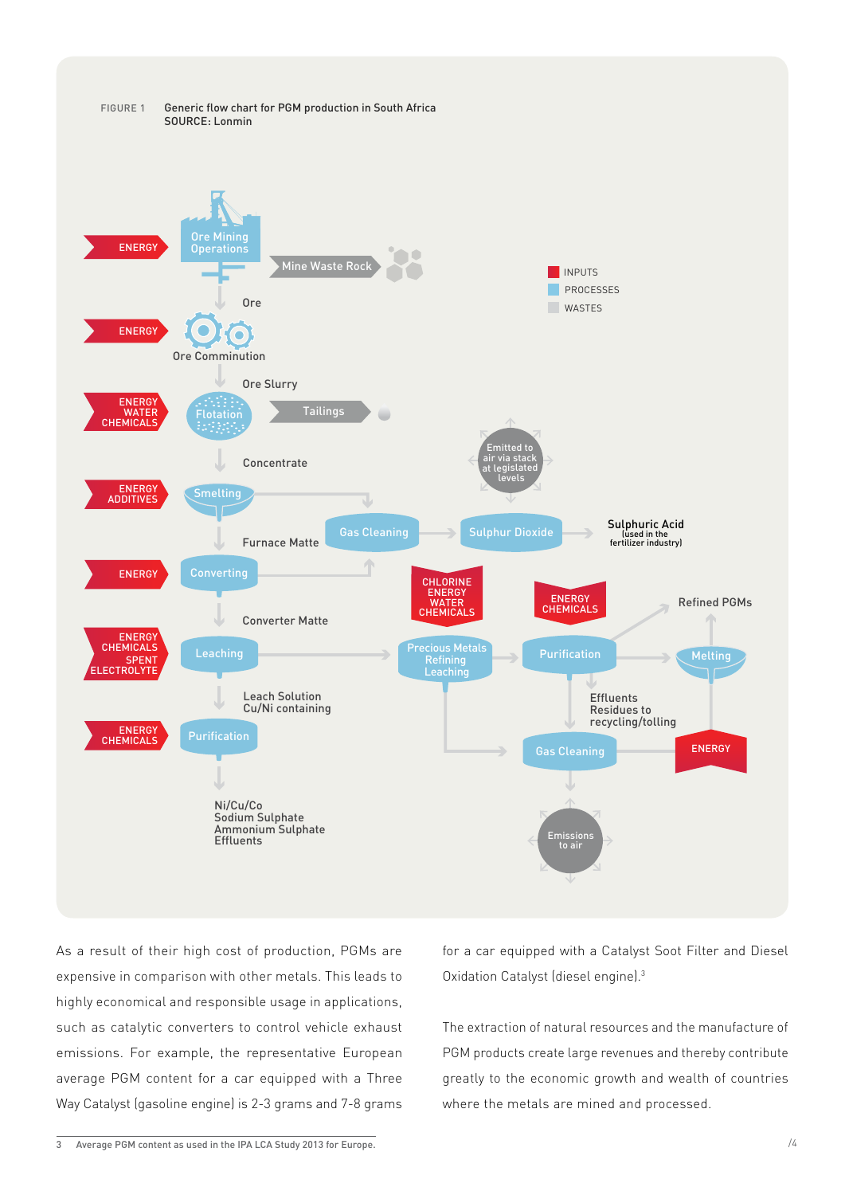FIGURE 1 Generic flow chart for PGM production in South Africa
SOURCE: Lonmin

INPUTS
PROCESSES
WASTES

ENERGY → Ore Mining Operations → Mine Waste Rock

Ore

ENERGY → Ore Comminution

Ore Slurry

ENERGY, WATER, CHEMICALS → Flotation → Tailings

Concentrate

ENERGY, ADDITIVES → Smelting

Furnace Matte

Gas Cleaning → Sulphur Dioxide → Sulphuric Acid (used in the fertilizer industry)

Emitted to air via stack at legislated levels

ENERGY → Converting

Converter Matte

ENERGY, CHEMICALS, SPENT ELECTROLYTE → Leaching

Leach Solution Cu/Ni containing

ENERGY, CHEMICALS → Purification

Ni/Cu/Co
Sodium Sulphate
Ammonium Sulphate
Effluents

CHLORINE, ENERGY, WATER, CHEMICALS → Precious Metals Refining Leaching

ENERGY, CHEMICALS → Purification → Refined PGMs

Melting

Effluents
Residues to recycling/tolling

Gas Cleaning ← ENERGY

Emissions to air

As a result of their high cost of production, PGMs are expensive in comparison with other metals. This leads to highly economical and responsible usage in applications, such as catalytic converters to control vehicle exhaust emissions. For example, the representative European average PGM content for a car equipped with a Three Way Catalyst (gasoline engine) is 2-3 grams and 7-8 grams for a car equipped with a Catalyst Soot Filter and Diesel Oxidation Catalyst (diesel engine).[3]

The extraction of natural resources and the manufacture of PGM products create large revenues and thereby contribute greatly to the economic growth and wealth of countries where the metals are mined and processed.

3 Average PGM content as used in the IPA LCA Study 2013 for Europe.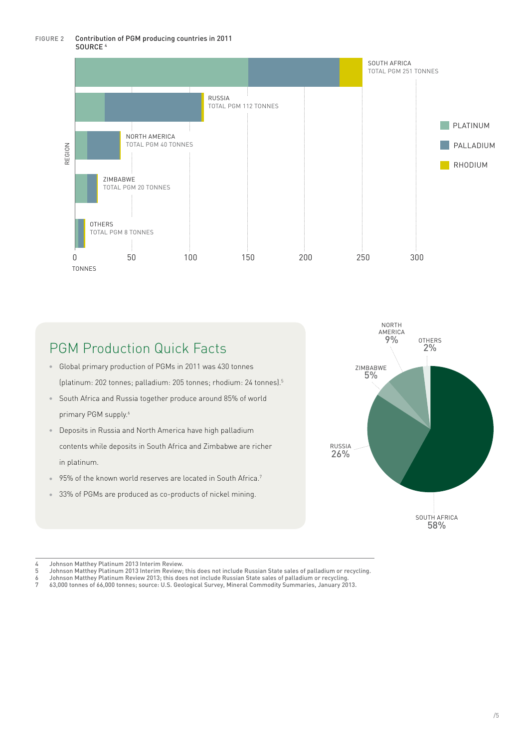FIGURE 2 Contribution of PGM producing countries in 2011
SOURCE [4]

| Region | Total PGM |
| --- | --- |
| South Africa | 251 tonnes |
| Russia | 112 tonnes |
| North America | 40 tonnes |
| Zimbabwe | 20 tonnes |
| Others | 8 tonnes |

Legend: Platinum, Palladium, Rhodium. Axis: Tonnes (0, 50, 100, 150, 200, 250, 300); Region.

## PGM Production Quick Facts

- Global primary production of PGMs in 2011 was 430 tonnes (platinum: 202 tonnes; palladium: 205 tonnes; rhodium: 24 tonnes).[5]
- South Africa and Russia together produce around 85% of world primary PGM supply.[6]
- Deposits in Russia and North America have high palladium contents while deposits in South Africa and Zimbabwe are richer in platinum.
- 95% of the known world reserves are located in South Africa.[7]
- 33% of PGMs are produced as co-products of nickel mining.

| Region | Share |
| --- | --- |
| South Africa | 58% |
| Russia | 26% |
| North America | 9% |
| Zimbabwe | 5% |
| Others | 2% |

---

4 Johnson Matthey Platinum 2013 Interim Review.
5 Johnson Matthey Platinum 2013 Interim Review; this does not include Russian State sales of palladium or recycling.
6 Johnson Matthey Platinum Review 2013; this does not include Russian State sales of palladium or recycling.
7 63,000 tonnes of 66,000 tonnes; source: U.S. Geological Survey, Mineral Commodity Summaries, January 2013.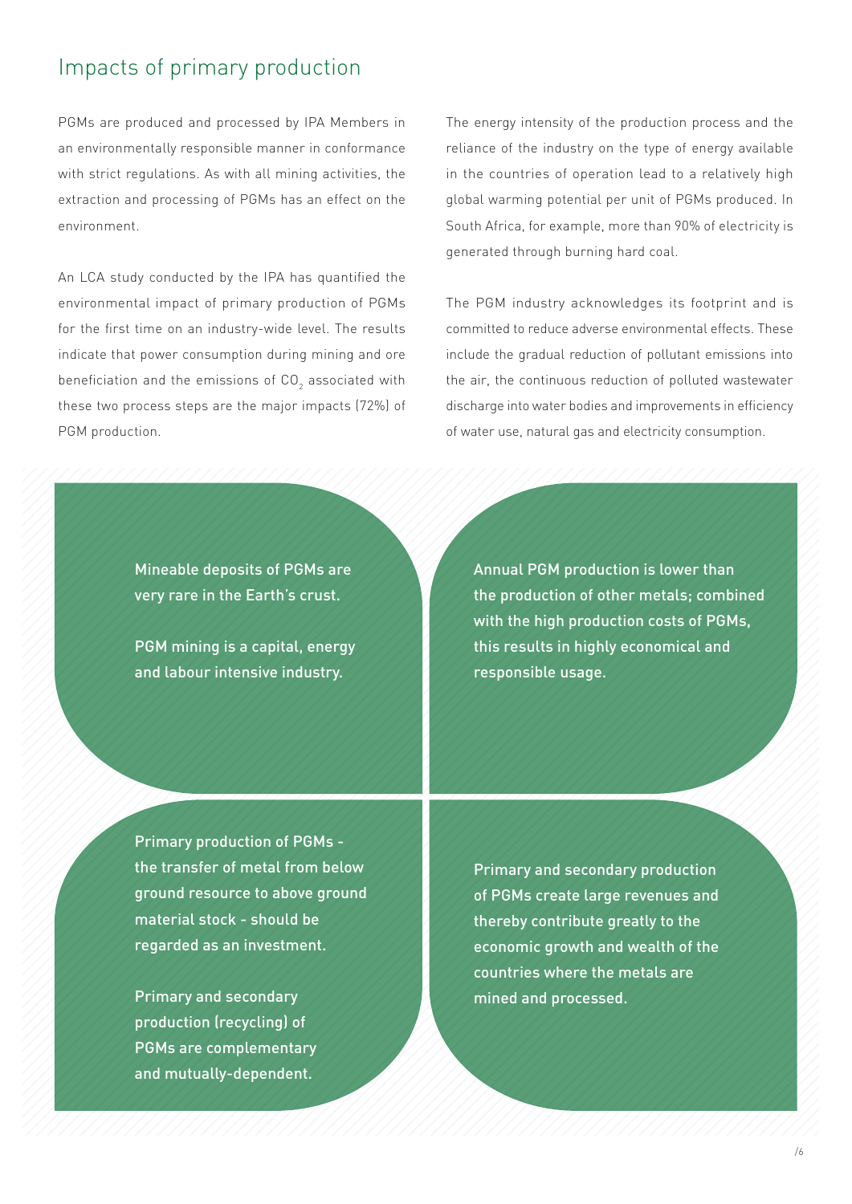## Impacts of primary production

PGMs are produced and processed by IPA Members in an environmentally responsible manner in conformance with strict regulations. As with all mining activities, the extraction and processing of PGMs has an effect on the environment.

An LCA study conducted by the IPA has quantified the environmental impact of primary production of PGMs for the first time on an industry-wide level. The results indicate that power consumption during mining and ore beneficiation and the emissions of $CO_2$ associated with these two process steps are the major impacts (72%) of PGM production.

The energy intensity of the production process and the reliance of the industry on the type of energy available in the countries of operation lead to a relatively high global warming potential per unit of PGMs produced. In South Africa, for example, more than 90% of electricity is generated through burning hard coal.

The PGM industry acknowledges its footprint and is committed to reduce adverse environmental effects. These include the gradual reduction of pollutant emissions into the air, the continuous reduction of polluted wastewater discharge into water bodies and improvements in efficiency of water use, natural gas and electricity consumption.

Mineable deposits of PGMs are very rare in the Earth's crust.

PGM mining is a capital, energy and labour intensive industry.

Annual PGM production is lower than the production of other metals; combined with the high production costs of PGMs, this results in highly economical and responsible usage.

Primary production of PGMs - the transfer of metal from below ground resource to above ground material stock - should be regarded as an investment.

Primary and secondary production (recycling) of PGMs are complementary and mutually-dependent.

Primary and secondary production of PGMs create large revenues and thereby contribute greatly to the economic growth and wealth of the countries where the metals are mined and processed.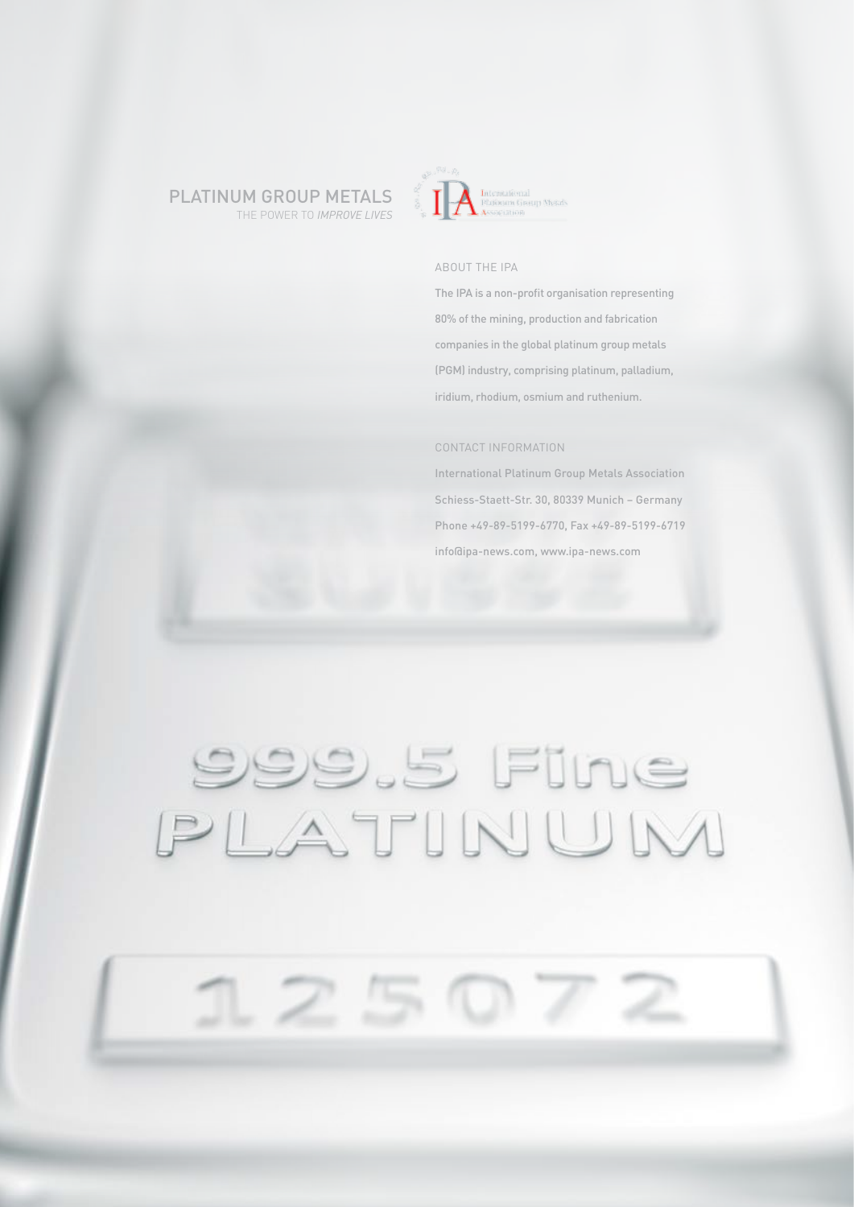PLATINUM GROUP METALS
THE POWER TO *IMPROVE LIVES*

International Platinum Group Metals Association

## ABOUT THE IPA

The IPA is a non-profit organisation representing 80% of the mining, production and fabrication companies in the global platinum group metals (PGM) industry, comprising platinum, palladium, iridium, rhodium, osmium and ruthenium.

## CONTACT INFORMATION

International Platinum Group Metals Association
Schiess-Staett-Str. 30, 80339 Munich – Germany
Phone +49-89-5199-6770, Fax +49-89-5199-6719
info@ipa-news.com, www.ipa-news.com